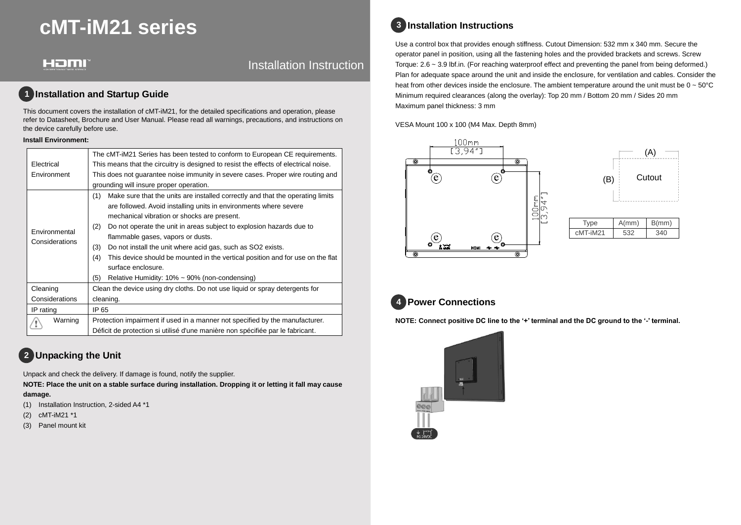# cMT-iM21 series

Installation Instruction

## 1 Installation and Startup Guide

This document covers the installation of cMT-iM21, for the detailed specifications and operation, please refer to Datasheet, Brochure and User Manual. Please read all warnings, precautions, and instructions on the device carefully before use.

**Install Environment:**

| | |
|---|---|
| Electrical Environment | The cMT-iM21 Series has been tested to conform to European CE requirements. This means that the circuitry is designed to resist the effects of electrical noise. This does not guarantee noise immunity in severe cases. Proper wire routing and grounding will insure proper operation. |
| Environmental Considerations | (1) Make sure that the units are installed correctly and that the operating limits are followed. Avoid installing units in environments where severe mechanical vibration or shocks are present.<br>(2) Do not operate the unit in areas subject to explosion hazards due to flammable gases, vapors or dusts.<br>(3) Do not install the unit where acid gas, such as SO2 exists.<br>(4) This device should be mounted in the vertical position and for use on the flat surface enclosure.<br>(5) Relative Humidity: 10% ~ 90% (non-condensing) |
| Cleaning Considerations | Clean the device using dry cloths. Do not use liquid or spray detergents for cleaning. |
| IP rating | IP 65 |
| Warning | Protection impairment if used in a manner not specified by the manufacturer.<br>Déficit de protection si utilisé d'une manière non spécifiée par le fabricant. |

## 2 Unpacking the Unit

Unpack and check the delivery. If damage is found, notify the supplier.

**NOTE: Place the unit on a stable surface during installation. Dropping it or letting it fall may cause damage.**

(1) Installation Instruction, 2-sided A4 *1
(2) cMT-iM21 *1
(3) Panel mount kit

## 3 Installation Instructions

Use a control box that provides enough stiffness. Cutout Dimension: 532 mm x 340 mm. Secure the operator panel in position, using all the fastening holes and the provided brackets and screws. Screw Torque: 2.6 ~ 3.9 lbf.in. (For reaching waterproof effect and preventing the panel from being deformed.) Plan for adequate space around the unit and inside the enclosure, for ventilation and cables. Consider the heat from other devices inside the enclosure. The ambient temperature around the unit must be 0 ~ 50°C
Minimum required clearances (along the overlay): Top 20 mm / Bottom 20 mm / Sides 20 mm
Maximum panel thickness: 3 mm

VESA Mount 100 x 100 (M4 Max. Depth 8mm)

100mm [3,94"]

100mm [3,94"]

(A)

(B) Cutout

| Type | A(mm) | B(mm) |
|---|---|---|
| cMT-iM21 | 532 | 340 |

## 4 Power Connections

**NOTE: Connect positive DC line to the '+' terminal and the DC ground to the '-' terminal.**

FG 24VDC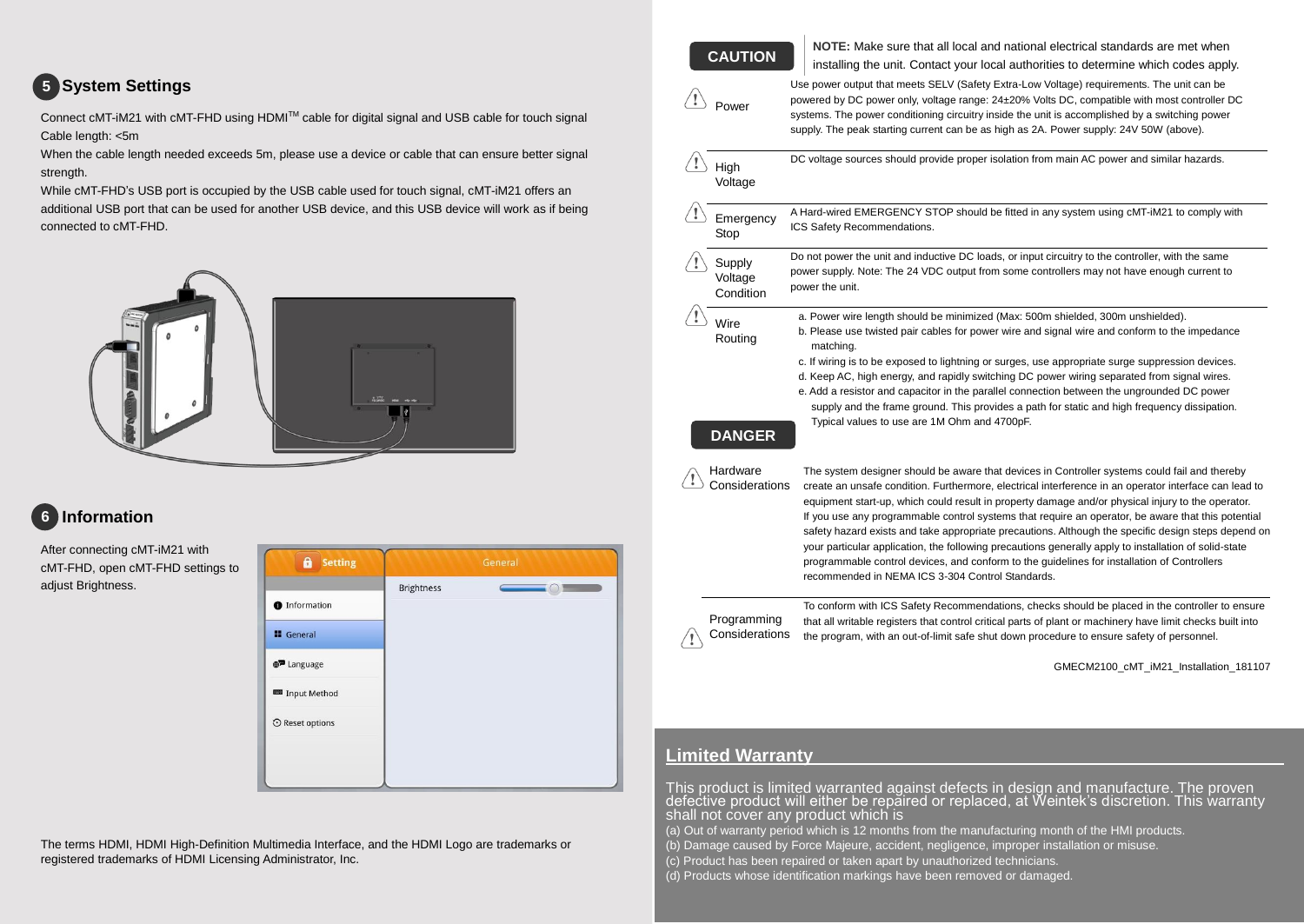## 5 System Settings

Connect cMT-iM21 with cMT-FHD using HDMI[TM] cable for digital signal and USB cable for touch signal
Cable length: <5m
When the cable length needed exceeds 5m, please use a device or cable that can ensure better signal strength.
While cMT-FHD's USB port is occupied by the USB cable used for touch signal, cMT-iM21 offers an additional USB port that can be used for another USB device, and this USB device will work as if being connected to cMT-FHD.

## 6 Information

After connecting cMT-iM21 with cMT-FHD, open cMT-FHD settings to adjust Brightness.

Setting
General
Information
General
Language
Input Method
Reset options
Brightness

The terms HDMI, HDMI High-Definition Multimedia Interface, and the HDMI Logo are trademarks or registered trademarks of HDMI Licensing Administrator, Inc.

**CAUTION**

**NOTE:** Make sure that all local and national electrical standards are met when installing the unit. Contact your local authorities to determine which codes apply.

| | |
|---|---|
| Power | Use power output that meets SELV (Safety Extra-Low Voltage) requirements. The unit can be powered by DC power only, voltage range: 24±20% Volts DC, compatible with most controller DC systems. The power conditioning circuitry inside the unit is accomplished by a switching power supply. The peak starting current can be as high as 2A. Power supply: 24V 50W (above). |
| High Voltage | DC voltage sources should provide proper isolation from main AC power and similar hazards. |
| Emergency Stop | A Hard-wired EMERGENCY STOP should be fitted in any system using cMT-iM21 to comply with ICS Safety Recommendations. |
| Supply Voltage Condition | Do not power the unit and inductive DC loads, or input circuitry to the controller, with the same power supply. Note: The 24 VDC output from some controllers may not have enough current to power the unit. |
| Wire Routing | a. Power wire length should be minimized (Max: 500m shielded, 300m unshielded).<br>b. Please use twisted pair cables for power wire and signal wire and conform to the impedance matching.<br>c. If wiring is to be exposed to lightning or surges, use appropriate surge suppression devices.<br>d. Keep AC, high energy, and rapidly switching DC power wiring separated from signal wires.<br>e. Add a resistor and capacitor in the parallel connection between the ungrounded DC power supply and the frame ground. This provides a path for static and high frequency dissipation. Typical values to use are 1M Ohm and 4700pF. |

**DANGER**

| | |
|---|---|
| Hardware Considerations | The system designer should be aware that devices in Controller systems could fail and thereby create an unsafe condition. Furthermore, electrical interference in an operator interface can lead to equipment start-up, which could result in property damage and/or physical injury to the operator.<br>If you use any programmable control systems that require an operator, be aware that this potential safety hazard exists and take appropriate precautions. Although the specific design steps depend on your particular application, the following precautions generally apply to installation of solid-state programmable control devices, and conform to the guidelines for installation of Controllers recommended in NEMA ICS 3-304 Control Standards. |
| Programming Considerations | To conform with ICS Safety Recommendations, checks should be placed in the controller to ensure that all writable registers that control critical parts of plant or machinery have limit checks built into the program, with an out-of-limit safe shut down procedure to ensure safety of personnel. |

GMECM2100_cMT_iM21_Installation_181107

## Limited Warranty

This product is limited warranted against defects in design and manufacture. The proven defective product will either be repaired or replaced, at Weintek's discretion. This warranty shall not cover any product which is

(a) Out of warranty period which is 12 months from the manufacturing month of the HMI products.
(b) Damage caused by Force Majeure, accident, negligence, improper installation or misuse.
(c) Product has been repaired or taken apart by unauthorized technicians.
(d) Products whose identification markings have been removed or damaged.